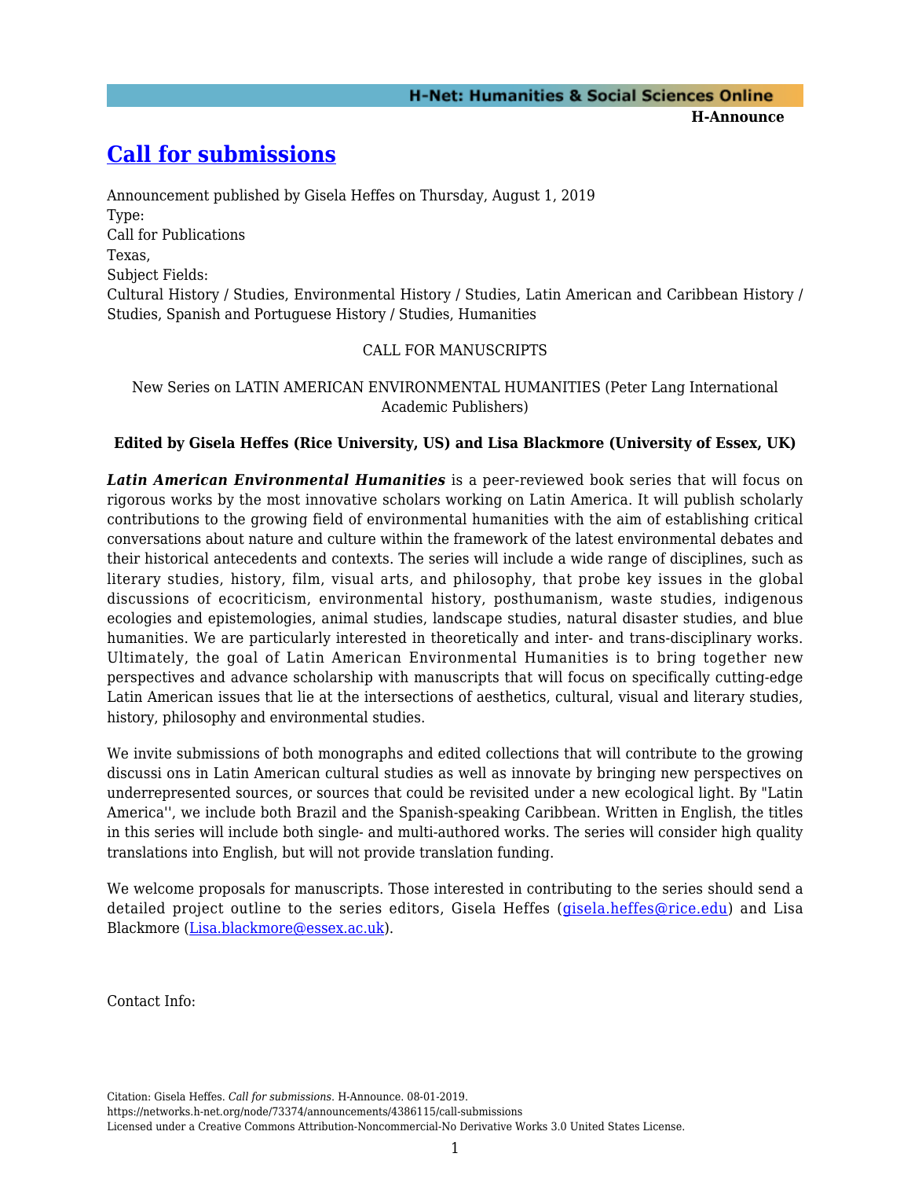# [Call for submissions](#)

Announcement published by Gisela Heffes on Thursday, August 1, 2019
Type:
Call for Publications
Texas,
Subject Fields:
Cultural History / Studies, Environmental History / Studies, Latin American and Caribbean History / Studies, Spanish and Portuguese History / Studies, Humanities

CALL FOR MANUSCRIPTS

New Series on LATIN AMERICAN ENVIRONMENTAL HUMANITIES (Peter Lang International Academic Publishers)

**Edited by Gisela Heffes (Rice University, US) and Lisa Blackmore (University of Essex, UK)**

***Latin American Environmental Humanities*** is a peer-reviewed book series that will focus on rigorous works by the most innovative scholars working on Latin America. It will publish scholarly contributions to the growing field of environmental humanities with the aim of establishing critical conversations about nature and culture within the framework of the latest environmental debates and their historical antecedents and contexts. The series will include a wide range of disciplines, such as literary studies, history, film, visual arts, and philosophy, that probe key issues in the global discussions of ecocriticism, environmental history, posthumanism, waste studies, indigenous ecologies and epistemologies, animal studies, landscape studies, natural disaster studies, and blue humanities. We are particularly interested in theoretically and inter- and trans-disciplinary works. Ultimately, the goal of Latin American Environmental Humanities is to bring together new perspectives and advance scholarship with manuscripts that will focus on specifically cutting-edge Latin American issues that lie at the intersections of aesthetics, cultural, visual and literary studies, history, philosophy and environmental studies.

We invite submissions of both monographs and edited collections that will contribute to the growing discussi ons in Latin American cultural studies as well as innovate by bringing new perspectives on underrepresented sources, or sources that could be revisited under a new ecological light. By "Latin America'', we include both Brazil and the Spanish-speaking Caribbean. Written in English, the titles in this series will include both single- and multi-authored works. The series will consider high quality translations into English, but will not provide translation funding.

We welcome proposals for manuscripts. Those interested in contributing to the series should send a detailed project outline to the series editors, Gisela Heffes ([gisela.heffes@rice.edu](mailto:gisela.heffes@rice.edu)) and Lisa Blackmore ([Lisa.blackmore@essex.ac.uk](mailto:Lisa.blackmore@essex.ac.uk)).

Contact Info: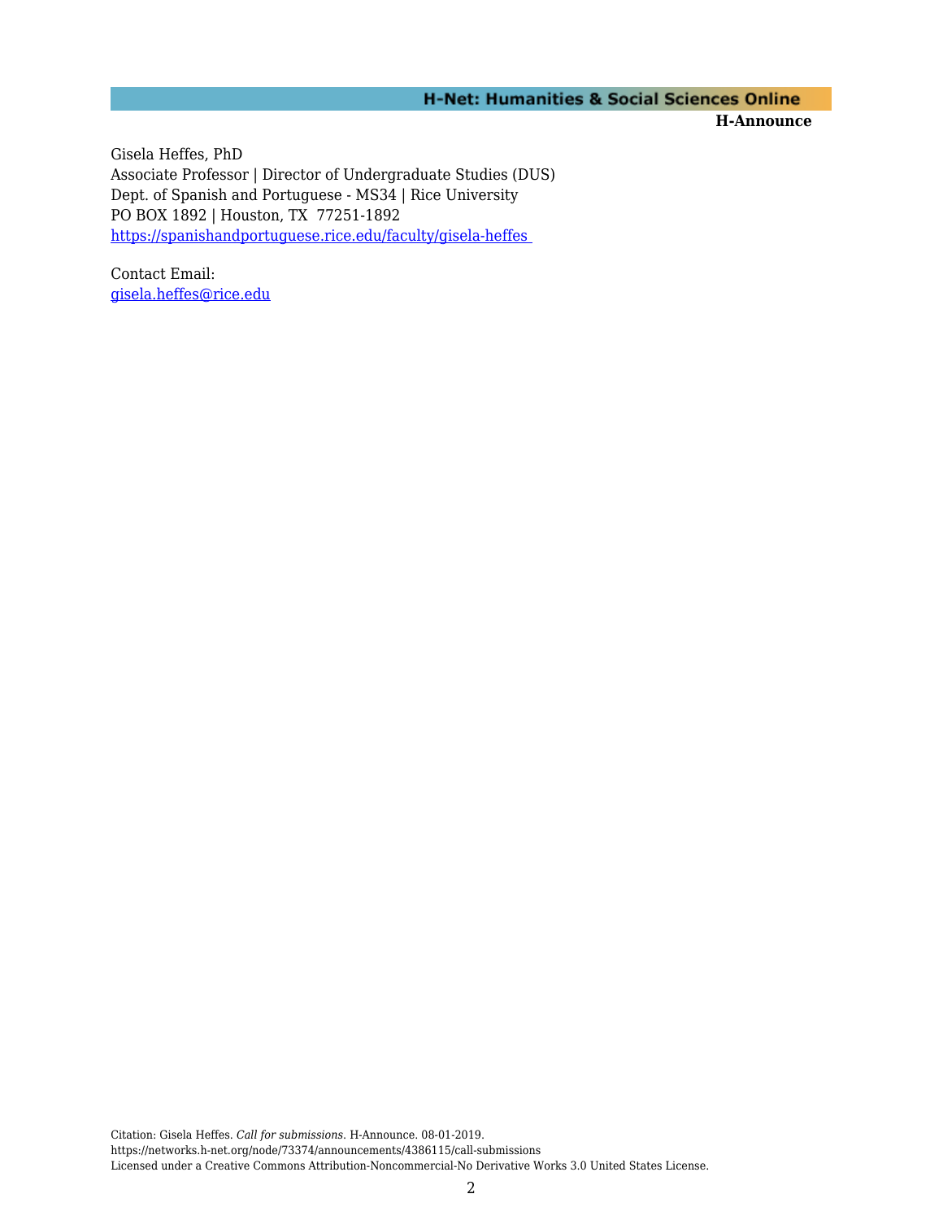Gisela Heffes, PhD
Associate Professor | Director of Undergraduate Studies (DUS)
Dept. of Spanish and Portuguese - MS34 | Rice University
PO BOX 1892 | Houston, TX  77251-1892
https://spanishandportuguese.rice.edu/faculty/gisela-heffes

Contact Email:
gisela.heffes@rice.edu

Citation: Gisela Heffes. *Call for submissions*. H-Announce. 08-01-2019.
https://networks.h-net.org/node/73374/announcements/4386115/call-submissions
Licensed under a Creative Commons Attribution-Noncommercial-No Derivative Works 3.0 United States License.